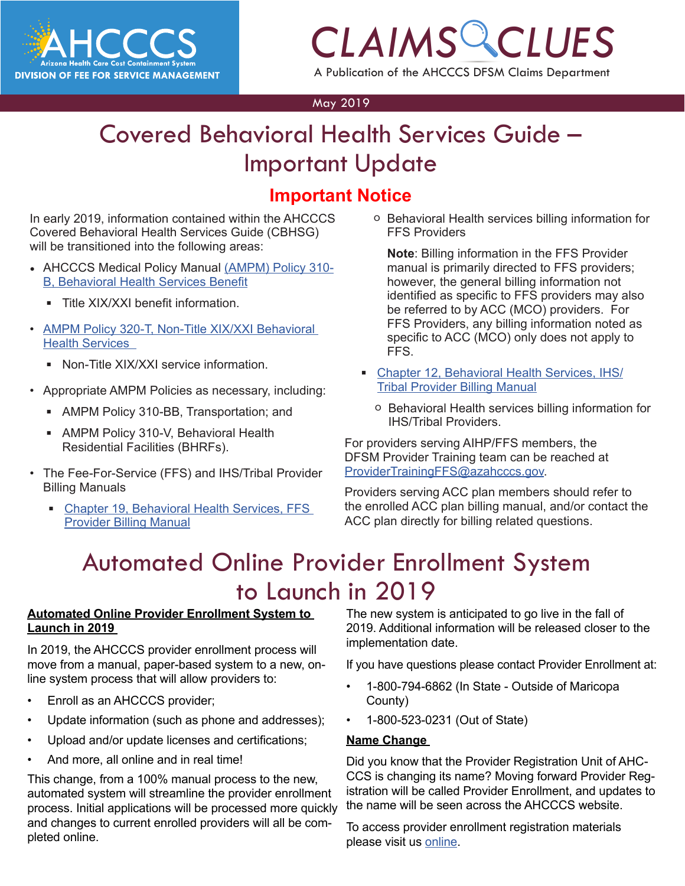# CLAIMS CLUES

A Publication of the AHCCCS DFSM Claims Department

AHCCCS — Arizona Health Care Cost Containment System — DIVISION OF FEE FOR SERVICE MANAGEMENT

May 2019

# Covered Behavioral Health Services Guide – Important Update

## Important Notice

In early 2019, information contained within the AHCCCS Covered Behavioral Health Services Guide (CBHSG) will be transitioned into the following areas:

- AHCCCS Medical Policy Manual (AMPM) Policy 310-B, Behavioral Health Services Benefit
  - Title XIX/XXI benefit information.
- AMPM Policy 320-T, Non-Title XIX/XXI Behavioral Health Services
  - Non-Title XIX/XXI service information.
- Appropriate AMPM Policies as necessary, including:
  - AMPM Policy 310-BB, Transportation; and
  - AMPM Policy 310-V, Behavioral Health Residential Facilities (BHRFs).
- The Fee-For-Service (FFS) and IHS/Tribal Provider Billing Manuals
  - Chapter 19, Behavioral Health Services, FFS Provider Billing Manual
    - Behavioral Health services billing information for FFS Providers

      **Note**: Billing information in the FFS Provider manual is primarily directed to FFS providers; however, the general billing information not identified as specific to FFS providers may also be referred to by ACC (MCO) providers. For FFS Providers, any billing information noted as specific to ACC (MCO) only does not apply to FFS.
  - Chapter 12, Behavioral Health Services, IHS/Tribal Provider Billing Manual
    - Behavioral Health services billing information for IHS/Tribal Providers.

For providers serving AIHP/FFS members, the DFSM Provider Training team can be reached at ProviderTrainingFFS@azahcccs.gov.

Providers serving ACC plan members should refer to the enrolled ACC plan billing manual, and/or contact the ACC plan directly for billing related questions.

# Automated Online Provider Enrollment System to Launch in 2019

**Automated Online Provider Enrollment System to Launch in 2019**

In 2019, the AHCCCS provider enrollment process will move from a manual, paper-based system to a new, on-line system process that will allow providers to:

- Enroll as an AHCCCS provider;
- Update information (such as phone and addresses);
- Upload and/or update licenses and certifications;
- And more, all online and in real time!

This change, from a 100% manual process to the new, automated system will streamline the provider enrollment process. Initial applications will be processed more quickly and changes to current enrolled providers will all be completed online.

The new system is anticipated to go live in the fall of 2019. Additional information will be released closer to the implementation date.

If you have questions please contact Provider Enrollment at:

- 1-800-794-6862 (In State - Outside of Maricopa County)
- 1-800-523-0231 (Out of State)

**Name Change**

Did you know that the Provider Registration Unit of AHCCCS is changing its name? Moving forward Provider Registration will be called Provider Enrollment, and updates to the name will be seen across the AHCCCS website.

To access provider enrollment registration materials please visit us online.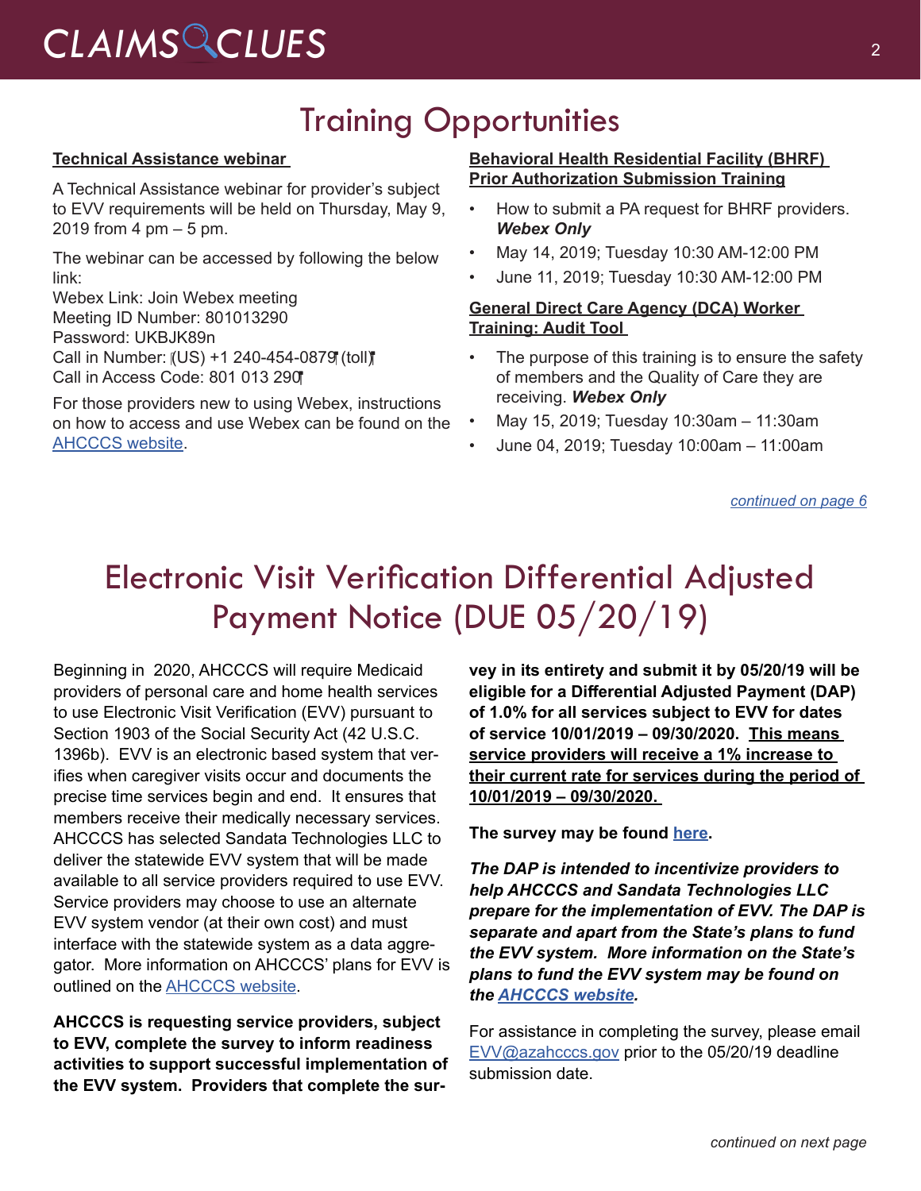# Training Opportunities

**Technical Assistance webinar**

A Technical Assistance webinar for provider's subject to EVV requirements will be held on Thursday, May 9, 2019 from 4 pm – 5 pm.

The webinar can be accessed by following the below link:
Webex Link: Join Webex meeting
Meeting ID Number: 801013290
Password: UKBJK89n
Call in Number: (US) +1 240-454-0879 (toll)
Call in Access Code: 801 013 290

For those providers new to using Webex, instructions on how to access and use Webex can be found on the [AHCCCS website](#).

**Behavioral Health Residential Facility (BHRF) Prior Authorization Submission Training**

- How to submit a PA request for BHRF providers. ***Webex Only***
- May 14, 2019; Tuesday 10:30 AM-12:00 PM
- June 11, 2019; Tuesday 10:30 AM-12:00 PM

**General Direct Care Agency (DCA) Worker Training: Audit Tool**

- The purpose of this training is to ensure the safety of members and the Quality of Care they are receiving. ***Webex Only***
- May 15, 2019; Tuesday 10:30am – 11:30am
- June 04, 2019; Tuesday 10:00am – 11:00am

*continued on page 6*

# Electronic Visit Verification Differential Adjusted Payment Notice (DUE 05/20/19)

Beginning in 2020, AHCCCS will require Medicaid providers of personal care and home health services to use Electronic Visit Verification (EVV) pursuant to Section 1903 of the Social Security Act (42 U.S.C. 1396b). EVV is an electronic based system that verifies when caregiver visits occur and documents the precise time services begin and end. It ensures that members receive their medically necessary services. AHCCCS has selected Sandata Technologies LLC to deliver the statewide EVV system that will be made available to all service providers required to use EVV. Service providers may choose to use an alternate EVV system vendor (at their own cost) and must interface with the statewide system as a data aggregator. More information on AHCCCS' plans for EVV is outlined on the [AHCCCS website](#).

**AHCCCS is requesting service providers, subject to EVV, complete the survey to inform readiness activities to support successful implementation of the EVV system. Providers that complete the survey in its entirety and submit it by 05/20/19 will be eligible for a Differential Adjusted Payment (DAP) of 1.0% for all services subject to EVV for dates of service 10/01/2019 – 09/30/2020. This means service providers will receive a 1% increase to their current rate for services during the period of 10/01/2019 – 09/30/2020.**

**The survey may be found [here](#).**

***The DAP is intended to incentivize providers to help AHCCCS and Sandata Technologies LLC prepare for the implementation of EVV. The DAP is separate and apart from the State's plans to fund the EVV system. More information on the State's plans to fund the EVV system may be found on the [AHCCCS website](#).***

For assistance in completing the survey, please email EVV@azahcccs.gov prior to the 05/20/19 deadline submission date.

*continued on next page*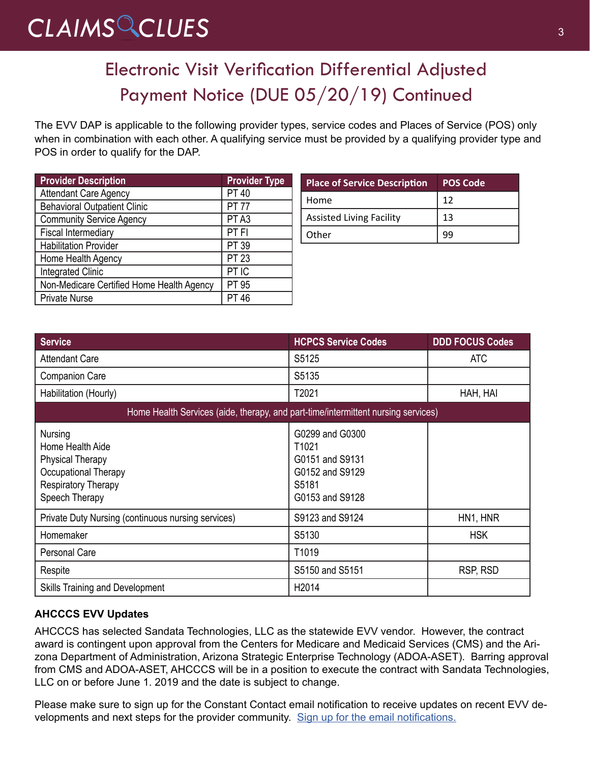# Electronic Visit Verification Differential Adjusted Payment Notice (DUE 05/20/19) Continued

The EVV DAP is applicable to the following provider types, service codes and Places of Service (POS) only when in combination with each other. A qualifying service must be provided by a qualifying provider type and POS in order to qualify for the DAP.

| Provider Description | Provider Type |
|---|---|
| Attendant Care Agency | PT 40 |
| Behavioral Outpatient Clinic | PT 77 |
| Community Service Agency | PT A3 |
| Fiscal Intermediary | PT FI |
| Habilitation Provider | PT 39 |
| Home Health Agency | PT 23 |
| Integrated Clinic | PT IC |
| Non-Medicare Certified Home Health Agency | PT 95 |
| Private Nurse | PT 46 |

| Place of Service Description | POS Code |
|---|---|
| Home | 12 |
| Assisted Living Facility | 13 |
| Other | 99 |

| Service | HCPCS Service Codes | DDD FOCUS Codes |
|---|---|---|
| Attendant Care | S5125 | ATC |
| Companion Care | S5135 | |
| Habilitation (Hourly) | T2021 | HAH, HAI |
| Home Health Services (aide, therapy, and part-time/intermittent nursing services) | | |
| Nursing<br>Home Health Aide<br>Physical Therapy<br>Occupational Therapy<br>Respiratory Therapy<br>Speech Therapy | G0299 and G0300<br>T1021<br>G0151 and S9131<br>G0152 and S9129<br>S5181<br>G0153 and S9128 | |
| Private Duty Nursing (continuous nursing services) | S9123 and S9124 | HN1, HNR |
| Homemaker | S5130 | HSK |
| Personal Care | T1019 | |
| Respite | S5150 and S5151 | RSP, RSD |
| Skills Training and Development | H2014 | |

**AHCCCS EVV Updates**

AHCCCS has selected Sandata Technologies, LLC as the statewide EVV vendor. However, the contract award is contingent upon approval from the Centers for Medicare and Medicaid Services (CMS) and the Arizona Department of Administration, Arizona Strategic Enterprise Technology (ADOA-ASET). Barring approval from CMS and ADOA-ASET, AHCCCS will be in a position to execute the contract with Sandata Technologies, LLC on or before June 1. 2019 and the date is subject to change.

Please make sure to sign up for the Constant Contact email notification to receive updates on recent EVV developments and next steps for the provider community. Sign up for the email notifications.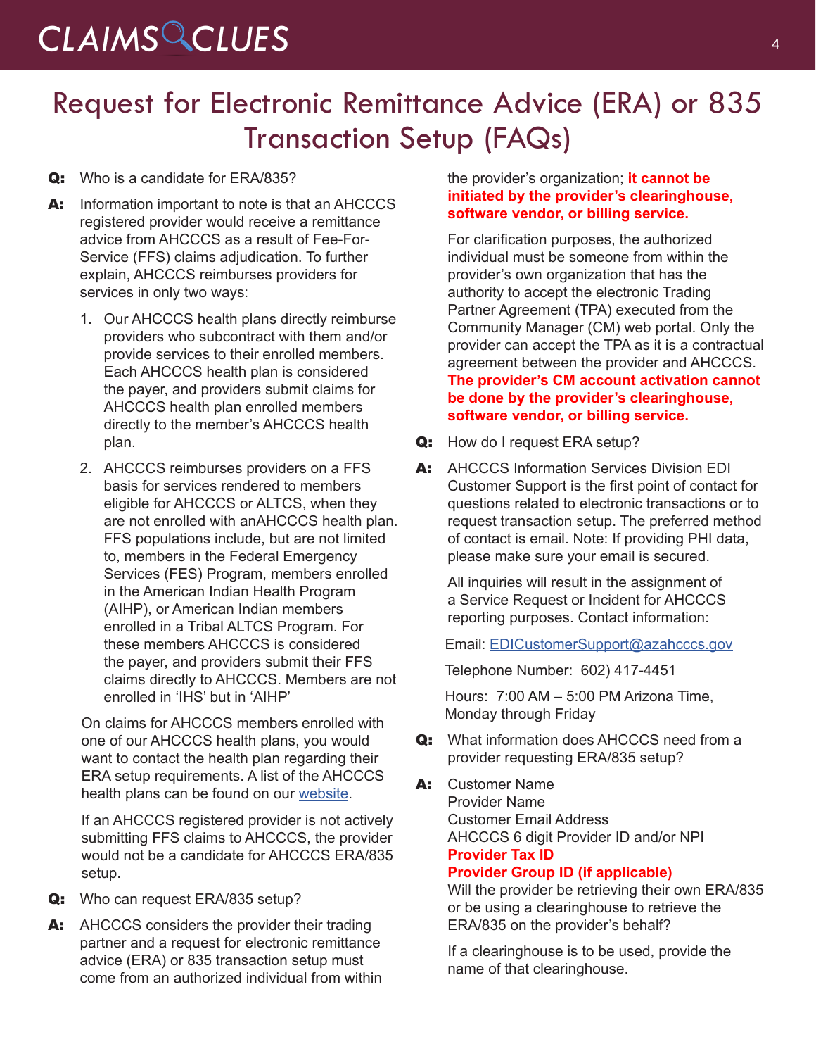# Request for Electronic Remittance Advice (ERA) or 835 Transaction Setup (FAQs)

**Q:** Who is a candidate for ERA/835?

**A:** Information important to note is that an AHCCCS registered provider would receive a remittance advice from AHCCCS as a result of Fee-For-Service (FFS) claims adjudication. To further explain, AHCCCS reimburses providers for services in only two ways:

1. Our AHCCCS health plans directly reimburse providers who subcontract with them and/or provide services to their enrolled members. Each AHCCCS health plan is considered the payer, and providers submit claims for AHCCCS health plan enrolled members directly to the member's AHCCCS health plan.
2. AHCCCS reimburses providers on a FFS basis for services rendered to members eligible for AHCCCS or ALTCS, when they are not enrolled with anAHCCCS health plan. FFS populations include, but are not limited to, members in the Federal Emergency Services (FES) Program, members enrolled in the American Indian Health Program (AIHP), or American Indian members enrolled in a Tribal ALTCS Program. For these members AHCCCS is considered the payer, and providers submit their FFS claims directly to AHCCCS. Members are not enrolled in 'IHS' but in 'AIHP'

On claims for AHCCCS members enrolled with one of our AHCCCS health plans, you would want to contact the health plan regarding their ERA setup requirements. A list of the AHCCCS health plans can be found on our website.

If an AHCCCS registered provider is not actively submitting FFS claims to AHCCCS, the provider would not be a candidate for AHCCCS ERA/835 setup.

**Q:** Who can request ERA/835 setup?

**A:** AHCCCS considers the provider their trading partner and a request for electronic remittance advice (ERA) or 835 transaction setup must come from an authorized individual from within the provider's organization; **it cannot be initiated by the provider's clearinghouse, software vendor, or billing service.**

For clarification purposes, the authorized individual must be someone from within the provider's own organization that has the authority to accept the electronic Trading Partner Agreement (TPA) executed from the Community Manager (CM) web portal. Only the provider can accept the TPA as it is a contractual agreement between the provider and AHCCCS. **The provider's CM account activation cannot be done by the provider's clearinghouse, software vendor, or billing service.**

**Q:** How do I request ERA setup?

**A:** AHCCCS Information Services Division EDI Customer Support is the first point of contact for questions related to electronic transactions or to request transaction setup. The preferred method of contact is email. Note: If providing PHI data, please make sure your email is secured.

All inquiries will result in the assignment of a Service Request or Incident for AHCCCS reporting purposes. Contact information:

Email: EDICustomerSupport@azahcccs.gov

Telephone Number: 602) 417-4451

Hours: 7:00 AM – 5:00 PM Arizona Time, Monday through Friday

**Q:** What information does AHCCCS need from a provider requesting ERA/835 setup?

**A:** Customer Name
Provider Name
Customer Email Address
AHCCCS 6 digit Provider ID and/or NPI
**Provider Tax ID**
**Provider Group ID (if applicable)**
Will the provider be retrieving their own ERA/835 or be using a clearinghouse to retrieve the ERA/835 on the provider's behalf?

If a clearinghouse is to be used, provide the name of that clearinghouse.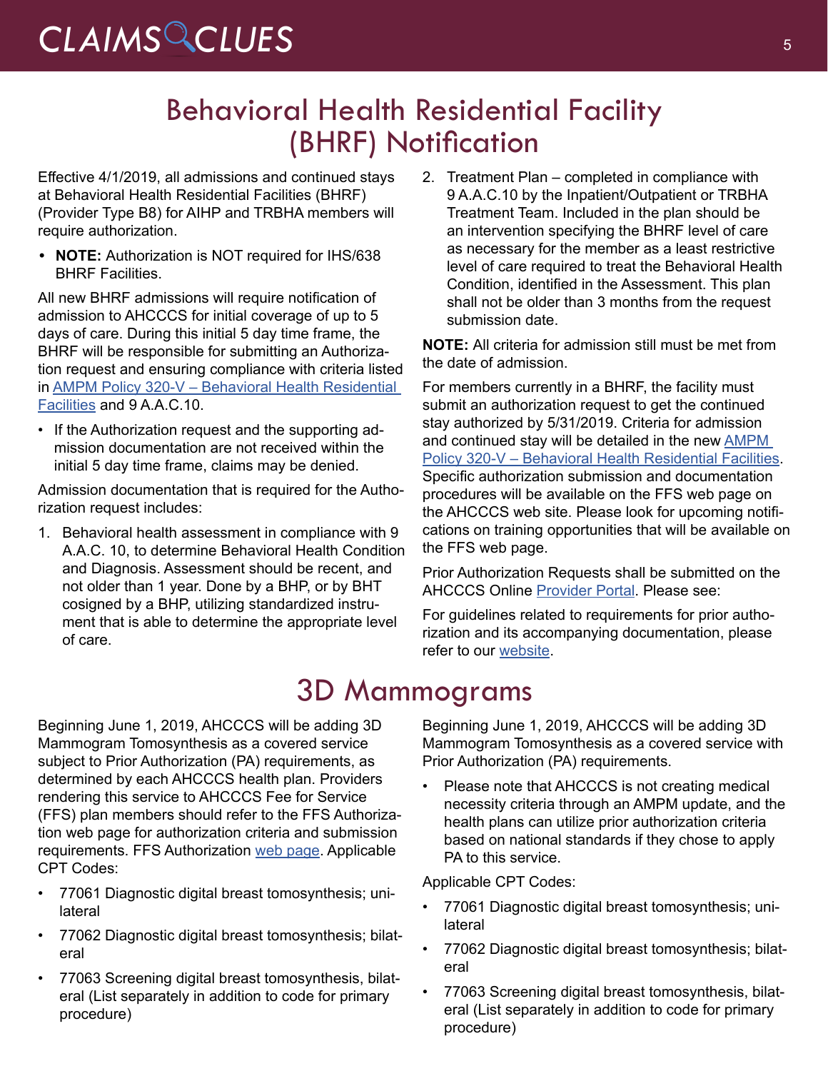# Behavioral Health Residential Facility (BHRF) Notification

Effective 4/1/2019, all admissions and continued stays at Behavioral Health Residential Facilities (BHRF) (Provider Type B8) for AIHP and TRBHA members will require authorization.

- **NOTE:** Authorization is NOT required for IHS/638 BHRF Facilities.

All new BHRF admissions will require notification of admission to AHCCCS for initial coverage of up to 5 days of care. During this initial 5 day time frame, the BHRF will be responsible for submitting an Authorization request and ensuring compliance with criteria listed in AMPM Policy 320-V – Behavioral Health Residential Facilities and 9 A.A.C.10.

- If the Authorization request and the supporting admission documentation are not received within the initial 5 day time frame, claims may be denied.

Admission documentation that is required for the Authorization request includes:

1. Behavioral health assessment in compliance with 9 A.A.C. 10, to determine Behavioral Health Condition and Diagnosis. Assessment should be recent, and not older than 1 year. Done by a BHP, or by BHT cosigned by a BHP, utilizing standardized instrument that is able to determine the appropriate level of care.
2. Treatment Plan – completed in compliance with 9 A.A.C.10 by the Inpatient/Outpatient or TRBHA Treatment Team. Included in the plan should be an intervention specifying the BHRF level of care as necessary for the member as a least restrictive level of care required to treat the Behavioral Health Condition, identified in the Assessment. This plan shall not be older than 3 months from the request submission date.

**NOTE:** All criteria for admission still must be met from the date of admission.

For members currently in a BHRF, the facility must submit an authorization request to get the continued stay authorized by 5/31/2019. Criteria for admission and continued stay will be detailed in the new AMPM Policy 320-V – Behavioral Health Residential Facilities. Specific authorization submission and documentation procedures will be available on the FFS web page on the AHCCCS web site. Please look for upcoming notifications on training opportunities that will be available on the FFS web page.

Prior Authorization Requests shall be submitted on the AHCCCS Online Provider Portal. Please see:

For guidelines related to requirements for prior authorization and its accompanying documentation, please refer to our website.

# 3D Mammograms

Beginning June 1, 2019, AHCCCS will be adding 3D Mammogram Tomosynthesis as a covered service subject to Prior Authorization (PA) requirements, as determined by each AHCCCS health plan. Providers rendering this service to AHCCCS Fee for Service (FFS) plan members should refer to the FFS Authorization web page for authorization criteria and submission requirements. FFS Authorization web page. Applicable CPT Codes:

- 77061 Diagnostic digital breast tomosynthesis; unilateral
- 77062 Diagnostic digital breast tomosynthesis; bilateral
- 77063 Screening digital breast tomosynthesis, bilateral (List separately in addition to code for primary procedure)

Beginning June 1, 2019, AHCCCS will be adding 3D Mammogram Tomosynthesis as a covered service with Prior Authorization (PA) requirements.

- Please note that AHCCCS is not creating medical necessity criteria through an AMPM update, and the health plans can utilize prior authorization criteria based on national standards if they chose to apply PA to this service.

Applicable CPT Codes:

- 77061 Diagnostic digital breast tomosynthesis; unilateral
- 77062 Diagnostic digital breast tomosynthesis; bilateral
- 77063 Screening digital breast tomosynthesis, bilateral (List separately in addition to code for primary procedure)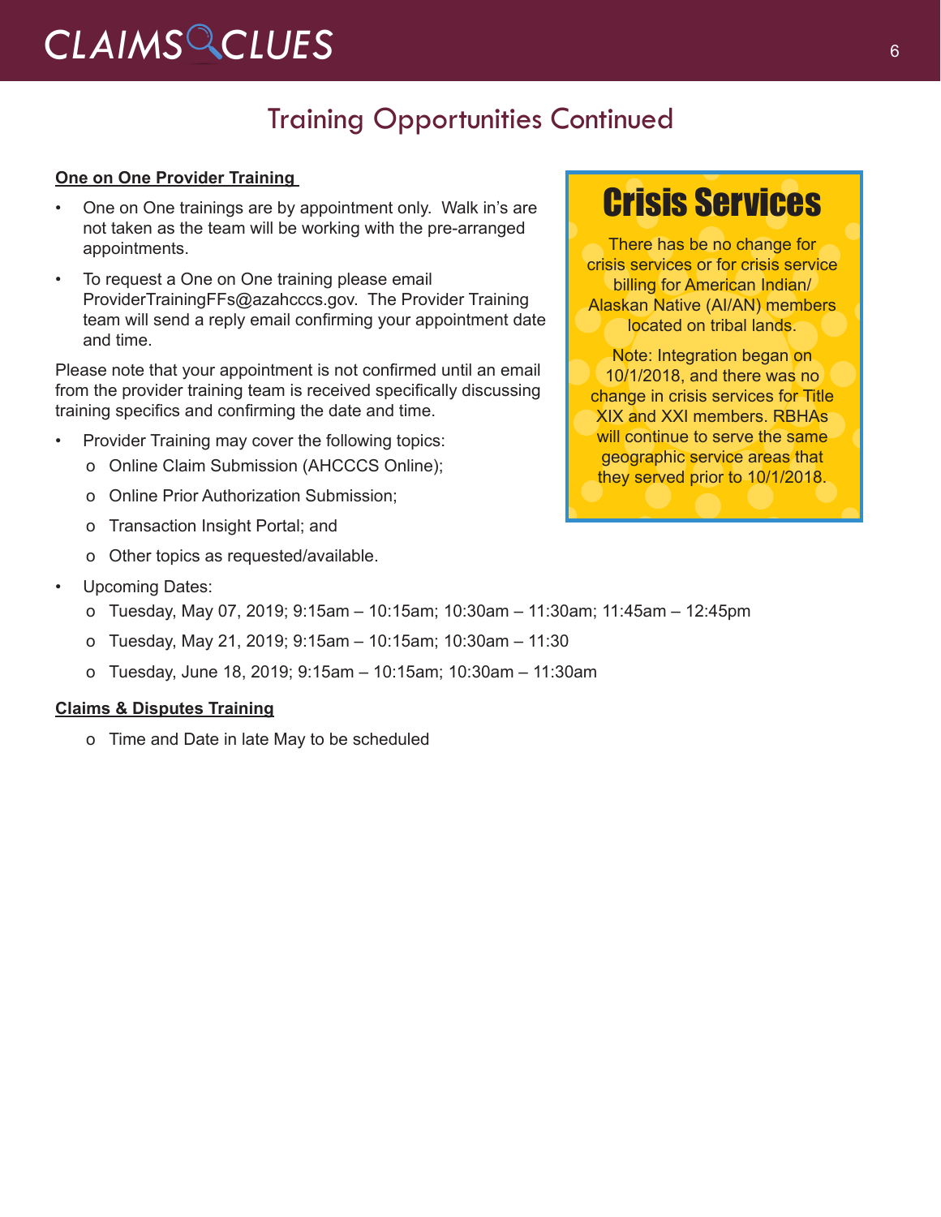## Training Opportunities Continued

**One on One Provider Training**

- One on One trainings are by appointment only. Walk in's are not taken as the team will be working with the pre-arranged appointments.
- To request a One on One training please email ProviderTrainingFFs@azahcccs.gov. The Provider Training team will send a reply email confirming your appointment date and time.

Please note that your appointment is not confirmed until an email from the provider training team is received specifically discussing training specifics and confirming the date and time.

- Provider Training may cover the following topics:
  - Online Claim Submission (AHCCCS Online);
  - Online Prior Authorization Submission;
  - Transaction Insight Portal; and
  - Other topics as requested/available.
- Upcoming Dates:
  - Tuesday, May 07, 2019; 9:15am – 10:15am; 10:30am – 11:30am; 11:45am – 12:45pm
  - Tuesday, May 21, 2019; 9:15am – 10:15am; 10:30am – 11:30
  - Tuesday, June 18, 2019; 9:15am – 10:15am; 10:30am – 11:30am

**Claims & Disputes Training**

- Time and Date in late May to be scheduled

## Crisis Services

There has be no change for crisis services or for crisis service billing for American Indian/ Alaskan Native (AI/AN) members located on tribal lands.

Note: Integration began on 10/1/2018, and there was no change in crisis services for Title XIX and XXI members. RBHAs will continue to serve the same geographic service areas that they served prior to 10/1/2018.